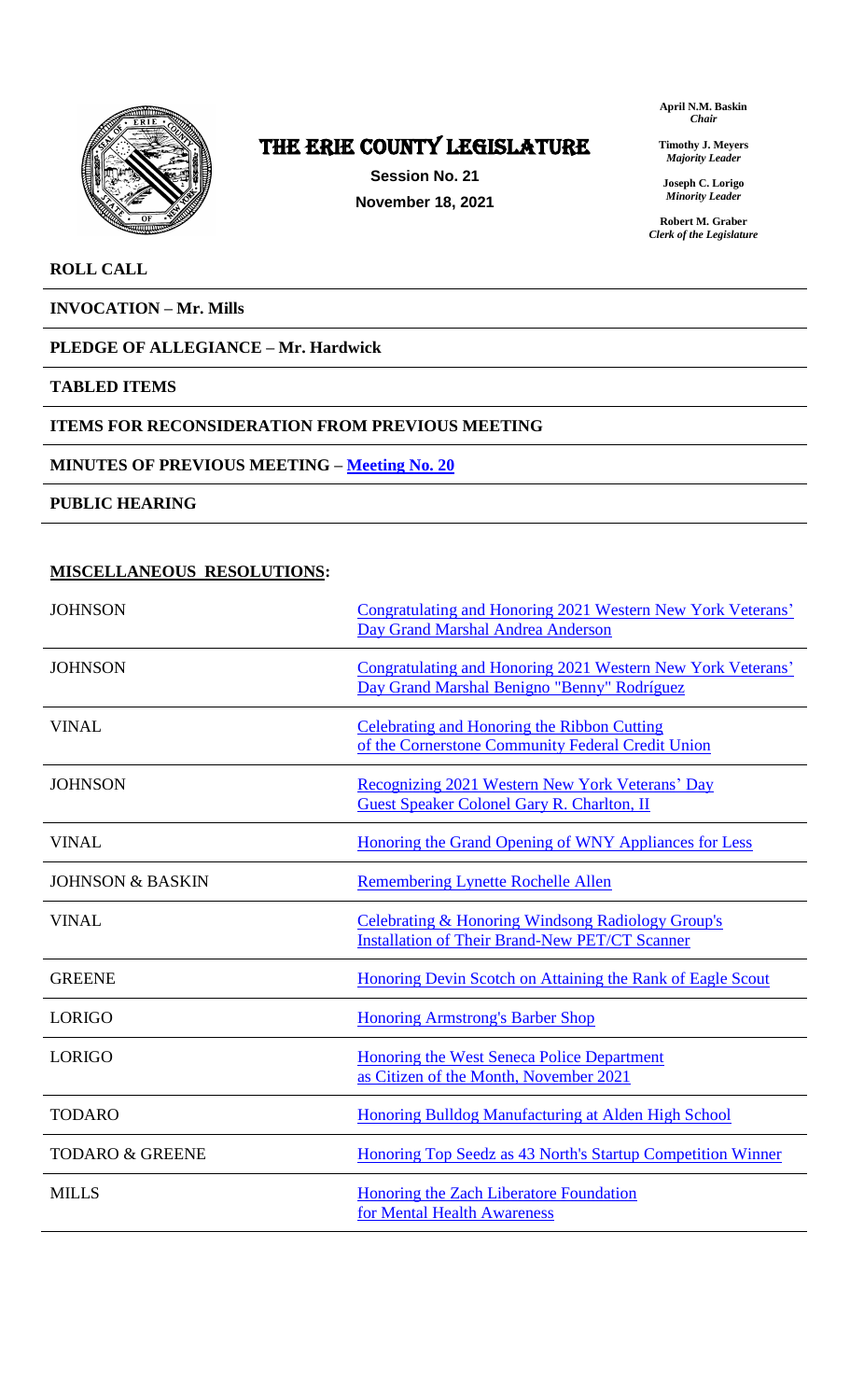# THE ERIE COUNTY LEGISLATURE

**Session No. 21**

**November 18, 2021**

**April N.M. Baskin**
*Chair*

**Timothy J. Meyers**
*Majority Leader*

**Joseph C. Lorigo**
*Minority Leader*

**Robert M. Graber**
*Clerk of the Legislature*

**ROLL CALL**

**INVOCATION – Mr. Mills**

**PLEDGE OF ALLEGIANCE – Mr. Hardwick**

**TABLED ITEMS**

**ITEMS FOR RECONSIDERATION FROM PREVIOUS MEETING**

**MINUTES OF PREVIOUS MEETING – Meeting No. 20**

**PUBLIC HEARING**

**MISCELLANEOUS RESOLUTIONS:**

| | |
|---|---|
| JOHNSON | Congratulating and Honoring 2021 Western New York Veterans' Day Grand Marshal Andrea Anderson |
| JOHNSON | Congratulating and Honoring 2021 Western New York Veterans' Day Grand Marshal Benigno "Benny" Rodríguez |
| VINAL | Celebrating and Honoring the Ribbon Cutting of the Cornerstone Community Federal Credit Union |
| JOHNSON | Recognizing 2021 Western New York Veterans' Day Guest Speaker Colonel Gary R. Charlton, II |
| VINAL | Honoring the Grand Opening of WNY Appliances for Less |
| JOHNSON & BASKIN | Remembering Lynette Rochelle Allen |
| VINAL | Celebrating & Honoring Windsong Radiology Group's Installation of Their Brand-New PET/CT Scanner |
| GREENE | Honoring Devin Scotch on Attaining the Rank of Eagle Scout |
| LORIGO | Honoring Armstrong's Barber Shop |
| LORIGO | Honoring the West Seneca Police Department as Citizen of the Month, November 2021 |
| TODARO | Honoring Bulldog Manufacturing at Alden High School |
| TODARO & GREENE | Honoring Top Seedz as 43 North's Startup Competition Winner |
| MILLS | Honoring the Zach Liberatore Foundation for Mental Health Awareness |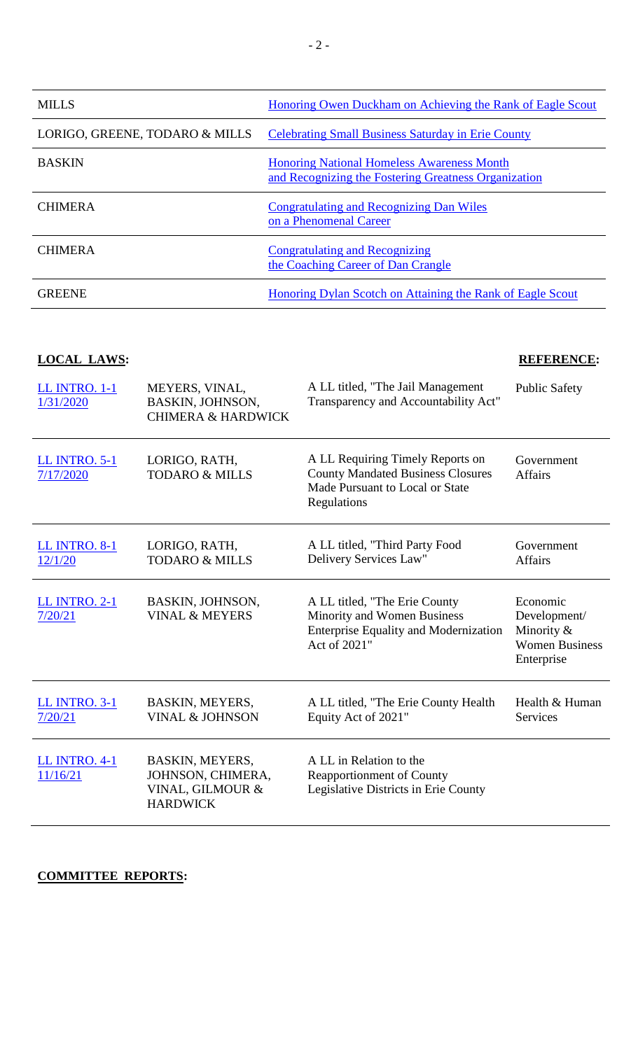| | |
|---|---|
| MILLS | Honoring Owen Duckham on Achieving the Rank of Eagle Scout |
| LORIGO, GREENE, TODARO & MILLS | Celebrating Small Business Saturday in Erie County |
| BASKIN | Honoring National Homeless Awareness Month and Recognizing the Fostering Greatness Organization |
| CHIMERA | Congratulating and Recognizing Dan Wiles on a Phenomenal Career |
| CHIMERA | Congratulating and Recognizing the Coaching Career of Dan Crangle |
| GREENE | Honoring Dylan Scotch on Attaining the Rank of Eagle Scout |

**LOCAL LAWS:** **REFERENCE:**

| | | | |
|---|---|---|---|
| LL INTRO. 1-1 1/31/2020 | MEYERS, VINAL, BASKIN, JOHNSON, CHIMERA & HARDWICK | A LL titled, "The Jail Management Transparency and Accountability Act" | Public Safety |
| LL INTRO. 5-1 7/17/2020 | LORIGO, RATH, TODARO & MILLS | A LL Requiring Timely Reports on County Mandated Business Closures Made Pursuant to Local or State Regulations | Government Affairs |
| LL INTRO. 8-1 12/1/20 | LORIGO, RATH, TODARO & MILLS | A LL titled, "Third Party Food Delivery Services Law" | Government Affairs |
| LL INTRO. 2-1 7/20/21 | BASKIN, JOHNSON, VINAL & MEYERS | A LL titled, "The Erie County Minority and Women Business Enterprise Equality and Modernization Act of 2021" | Economic Development/ Minority & Women Business Enterprise |
| LL INTRO. 3-1 7/20/21 | BASKIN, MEYERS, VINAL & JOHNSON | A LL titled, "The Erie County Health Equity Act of 2021" | Health & Human Services |
| LL INTRO. 4-1 11/16/21 | BASKIN, MEYERS, JOHNSON, CHIMERA, VINAL, GILMOUR & HARDWICK | A LL in Relation to the Reapportionment of County Legislative Districts in Erie County | |

**COMMITTEE REPORTS:**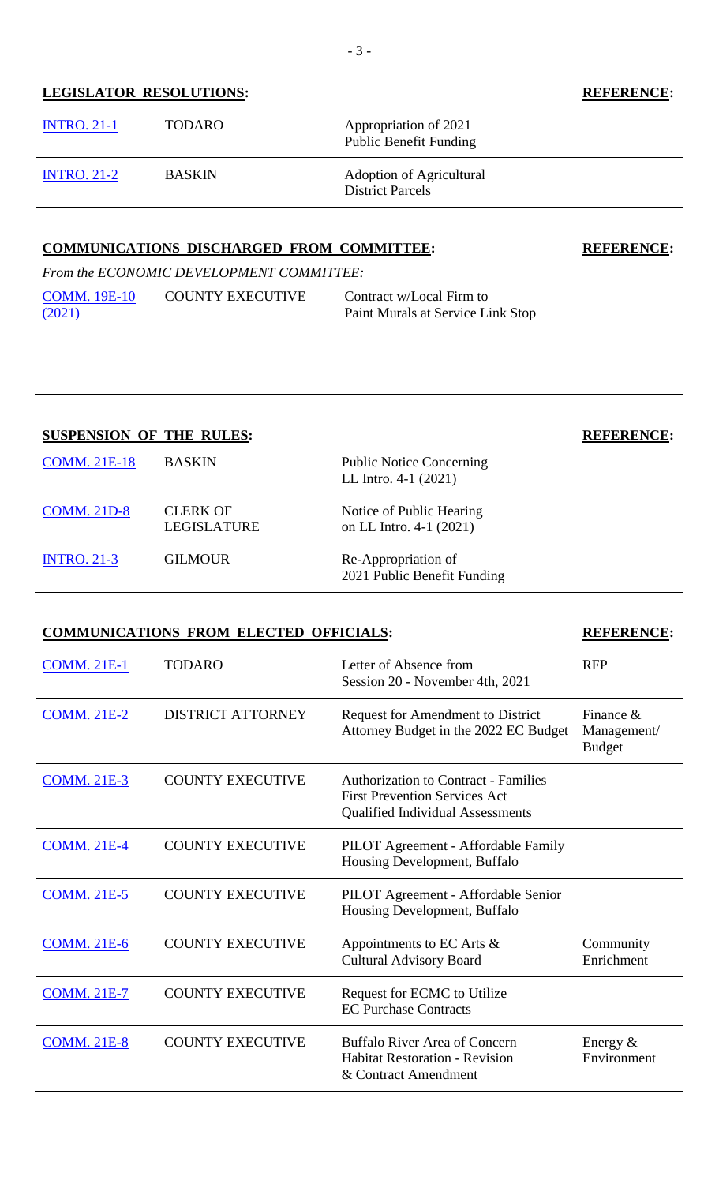## LEGISLATOR RESOLUTIONS:

| | | | REFERENCE: |
|---|---|---|---|
| INTRO. 21-1 | TODARO | Appropriation of 2021 Public Benefit Funding | |
| INTRO. 21-2 | BASKIN | Adoption of Agricultural District Parcels | |

## COMMUNICATIONS DISCHARGED FROM COMMITTEE:

*From the ECONOMIC DEVELOPMENT COMMITTEE:*

| | | | REFERENCE: |
|---|---|---|---|
| COMM. 19E-10 (2021) | COUNTY EXECUTIVE | Contract w/Local Firm to Paint Murals at Service Link Stop | |

## SUSPENSION OF THE RULES:

| | | | REFERENCE: |
|---|---|---|---|
| COMM. 21E-18 | BASKIN | Public Notice Concerning LL Intro. 4-1 (2021) | |
| COMM. 21D-8 | CLERK OF LEGISLATURE | Notice of Public Hearing on LL Intro. 4-1 (2021) | |
| INTRO. 21-3 | GILMOUR | Re-Appropriation of 2021 Public Benefit Funding | |

## COMMUNICATIONS FROM ELECTED OFFICIALS:

| | | | REFERENCE: |
|---|---|---|---|
| COMM. 21E-1 | TODARO | Letter of Absence from Session 20 - November 4th, 2021 | RFP |
| COMM. 21E-2 | DISTRICT ATTORNEY | Request for Amendment to District Attorney Budget in the 2022 EC Budget | Finance & Management/ Budget |
| COMM. 21E-3 | COUNTY EXECUTIVE | Authorization to Contract - Families First Prevention Services Act Qualified Individual Assessments | |
| COMM. 21E-4 | COUNTY EXECUTIVE | PILOT Agreement - Affordable Family Housing Development, Buffalo | |
| COMM. 21E-5 | COUNTY EXECUTIVE | PILOT Agreement - Affordable Senior Housing Development, Buffalo | |
| COMM. 21E-6 | COUNTY EXECUTIVE | Appointments to EC Arts & Cultural Advisory Board | Community Enrichment |
| COMM. 21E-7 | COUNTY EXECUTIVE | Request for ECMC to Utilize EC Purchase Contracts | |
| COMM. 21E-8 | COUNTY EXECUTIVE | Buffalo River Area of Concern Habitat Restoration - Revision & Contract Amendment | Energy & Environment |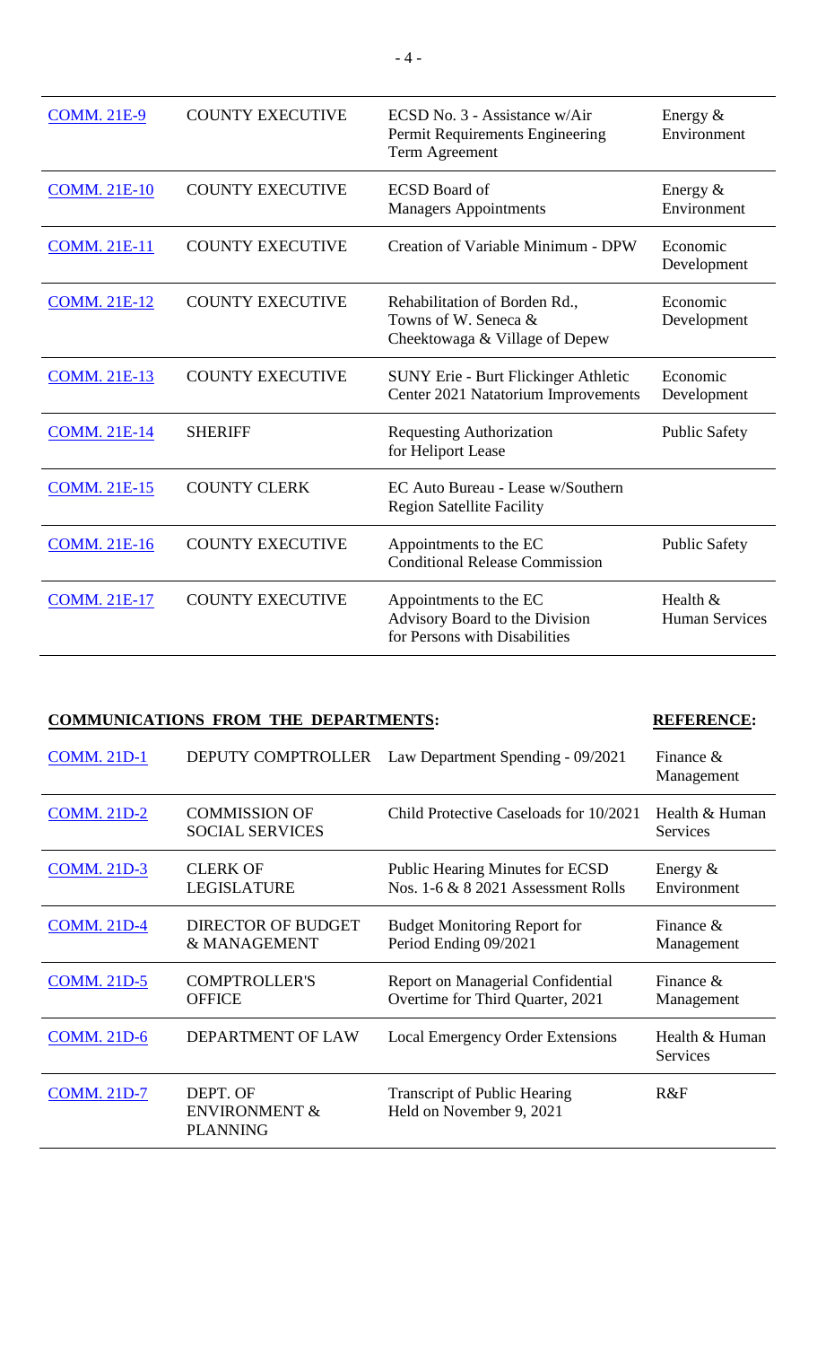| | | | |
|---|---|---|---|
| COMM. 21E-9 | COUNTY EXECUTIVE | ECSD No. 3 - Assistance w/Air Permit Requirements Engineering Term Agreement | Energy & Environment |
| COMM. 21E-10 | COUNTY EXECUTIVE | ECSD Board of Managers Appointments | Energy & Environment |
| COMM. 21E-11 | COUNTY EXECUTIVE | Creation of Variable Minimum - DPW | Economic Development |
| COMM. 21E-12 | COUNTY EXECUTIVE | Rehabilitation of Borden Rd., Towns of W. Seneca & Cheektowaga & Village of Depew | Economic Development |
| COMM. 21E-13 | COUNTY EXECUTIVE | SUNY Erie - Burt Flickinger Athletic Center 2021 Natatorium Improvements | Economic Development |
| COMM. 21E-14 | SHERIFF | Requesting Authorization for Heliport Lease | Public Safety |
| COMM. 21E-15 | COUNTY CLERK | EC Auto Bureau - Lease w/Southern Region Satellite Facility | |
| COMM. 21E-16 | COUNTY EXECUTIVE | Appointments to the EC Conditional Release Commission | Public Safety |
| COMM. 21E-17 | COUNTY EXECUTIVE | Appointments to the EC Advisory Board to the Division for Persons with Disabilities | Health & Human Services |

**COMMUNICATIONS FROM THE DEPARTMENTS:** **REFERENCE:**

| | | | |
|---|---|---|---|
| COMM. 21D-1 | DEPUTY COMPTROLLER | Law Department Spending - 09/2021 | Finance & Management |
| COMM. 21D-2 | COMMISSION OF SOCIAL SERVICES | Child Protective Caseloads for 10/2021 | Health & Human Services |
| COMM. 21D-3 | CLERK OF LEGISLATURE | Public Hearing Minutes for ECSD Nos. 1-6 & 8 2021 Assessment Rolls | Energy & Environment |
| COMM. 21D-4 | DIRECTOR OF BUDGET & MANAGEMENT | Budget Monitoring Report for Period Ending 09/2021 | Finance & Management |
| COMM. 21D-5 | COMPTROLLER'S OFFICE | Report on Managerial Confidential Overtime for Third Quarter, 2021 | Finance & Management |
| COMM. 21D-6 | DEPARTMENT OF LAW | Local Emergency Order Extensions | Health & Human Services |
| COMM. 21D-7 | DEPT. OF ENVIRONMENT & PLANNING | Transcript of Public Hearing Held on November 9, 2021 | R&F |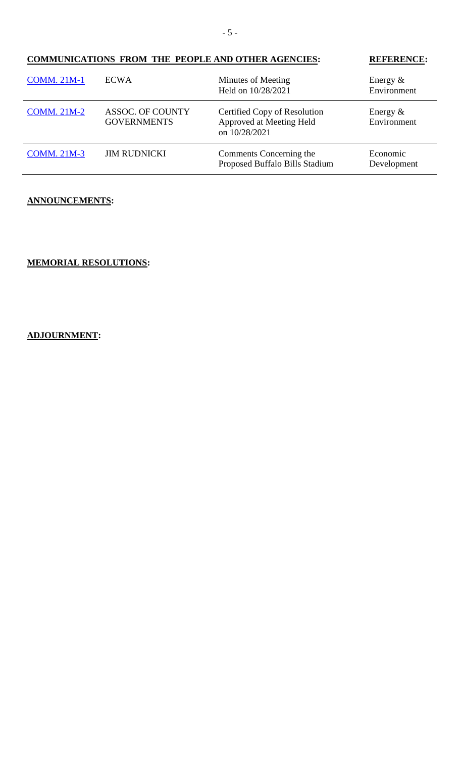**COMMUNICATIONS FROM THE PEOPLE AND OTHER AGENCIES:** **REFERENCE:**

| | | | |
|---|---|---|---|
| COMM. 21M-1 | ECWA | Minutes of Meeting Held on 10/28/2021 | Energy & Environment |
| COMM. 21M-2 | ASSOC. OF COUNTY GOVERNMENTS | Certified Copy of Resolution Approved at Meeting Held on 10/28/2021 | Energy & Environment |
| COMM. 21M-3 | JIM RUDNICKI | Comments Concerning the Proposed Buffalo Bills Stadium | Economic Development |

**ANNOUNCEMENTS:**

**MEMORIAL RESOLUTIONS:**

**ADJOURNMENT:**